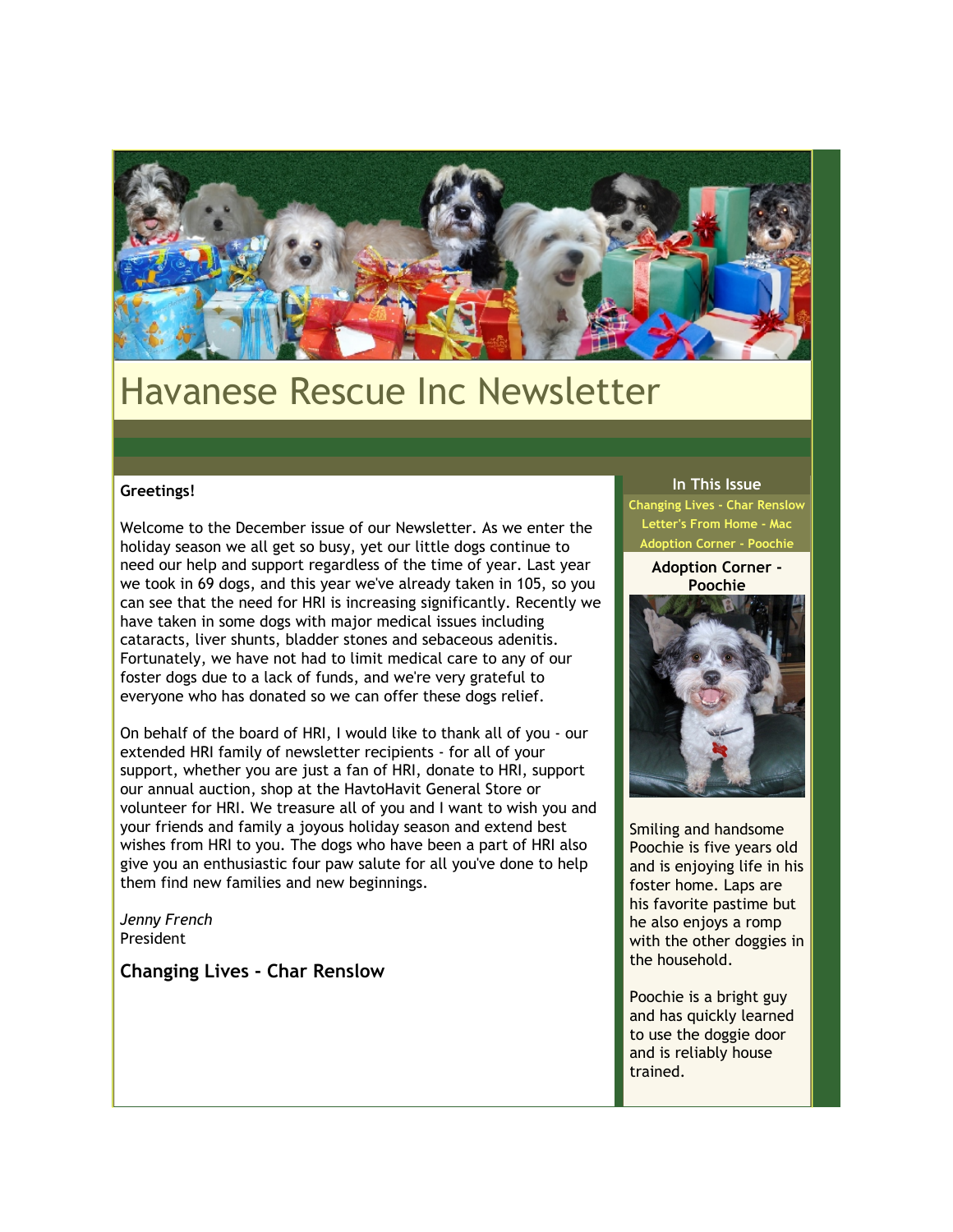# Havanese Rescue Inc Newsletter

**Greetings!**

Welcome to the December issue of our Newsletter. As we enter the holiday season we all get so busy, yet our little dogs continue to need our help and support regardless of the time of year. Last year we took in 69 dogs, and this year we've already taken in 105, so you can see that the need for HRI is increasing significantly. Recently we have taken in some dogs with major medical issues including cataracts, liver shunts, bladder stones and sebaceous adenitis. Fortunately, we have not had to limit medical care to any of our foster dogs due to a lack of funds, and we're very grateful to everyone who has donated so we can offer these dogs relief.

On behalf of the board of HRI, I would like to thank all of you - our extended HRI family of newsletter recipients - for all of your support, whether you are just a fan of HRI, donate to HRI, support our annual auction, shop at the HavtoHavit General Store or volunteer for HRI. We treasure all of you and I want to wish you and your friends and family a joyous holiday season and extend best wishes from HRI to you. The dogs who have been a part of HRI also give you an enthusiastic four paw salute for all you've done to help them find new families and new beginnings.

*Jenny French*
President

## Changing Lives - Char Renslow

**In This Issue**

- Changing Lives - Char Renslow
- Letter's From Home - Mac
- Adoption Corner - Poochie

**Adoption Corner - Poochie**

Smiling and handsome Poochie is five years old and is enjoying life in his foster home. Laps are his favorite pastime but he also enjoys a romp with the other doggies in the household.

Poochie is a bright guy and has quickly learned to use the doggie door and is reliably house trained.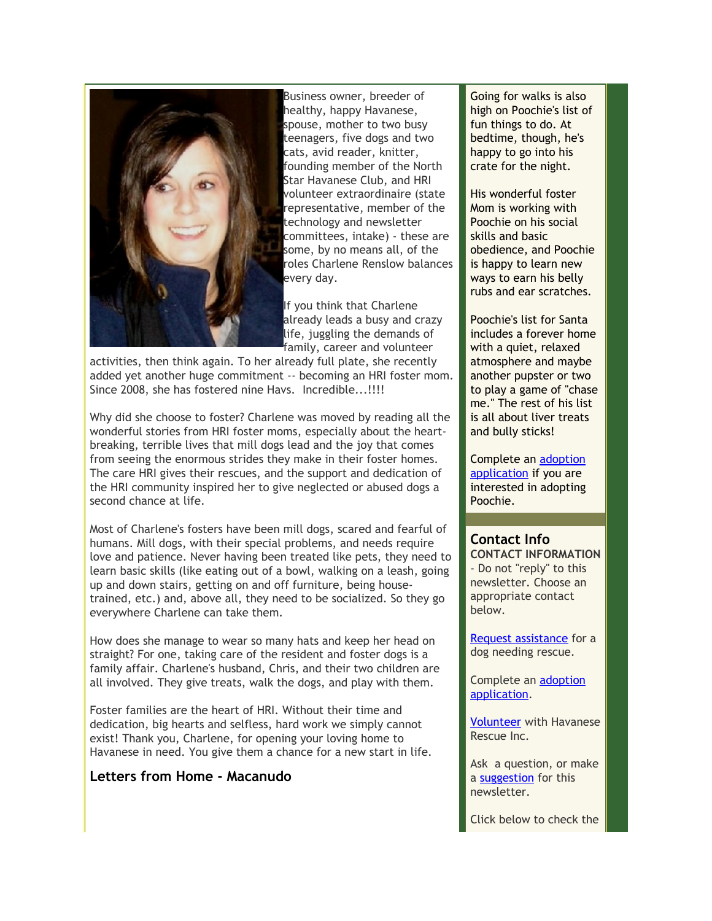Business owner, breeder of healthy, happy Havanese, spouse, mother to two busy teenagers, five dogs and two cats, avid reader, knitter, founding member of the North Star Havanese Club, and HRI volunteer extraordinaire (state representative, member of the technology and newsletter committees, intake) - these are some, by no means all, of the roles Charlene Renslow balances every day.

If you think that Charlene already leads a busy and crazy life, juggling the demands of family, career and volunteer activities, then think again. To her already full plate, she recently added yet another huge commitment -- becoming an HRI foster mom. Since 2008, she has fostered nine Havs. Incredible...!!!!

Why did she choose to foster? Charlene was moved by reading all the wonderful stories from HRI foster moms, especially about the heart-breaking, terrible lives that mill dogs lead and the joy that comes from seeing the enormous strides they make in their foster homes. The care HRI gives their rescues, and the support and dedication of the HRI community inspired her to give neglected or abused dogs a second chance at life.

Most of Charlene's fosters have been mill dogs, scared and fearful of humans. Mill dogs, with their special problems, and needs require love and patience. Never having been treated like pets, they need to learn basic skills (like eating out of a bowl, walking on a leash, going up and down stairs, getting on and off furniture, being house-trained, etc.) and, above all, they need to be socialized. So they go everywhere Charlene can take them.

How does she manage to wear so many hats and keep her head on straight? For one, taking care of the resident and foster dogs is a family affair. Charlene's husband, Chris, and their two children are all involved. They give treats, walk the dogs, and play with them.

Foster families are the heart of HRI. Without their time and dedication, big hearts and selfless, hard work we simply cannot exist! Thank you, Charlene, for opening your loving home to Havanese in need. You give them a chance for a new start in life.

### Letters from Home - Macanudo

Going for walks is also high on Poochie's list of fun things to do. At bedtime, though, he's happy to go into his crate for the night.

His wonderful foster Mom is working with Poochie on his social skills and basic obedience, and Poochie is happy to learn new ways to earn his belly rubs and ear scratches.

Poochie's list for Santa includes a forever home with a quiet, relaxed atmosphere and maybe another pupster or two to play a game of "chase me." The rest of his list is all about liver treats and bully sticks!

Complete an adoption application if you are interested in adopting Poochie.

### Contact Info

**CONTACT INFORMATION** - Do not "reply" to this newsletter. Choose an appropriate contact below.

Request assistance for a dog needing rescue.

Complete an adoption application.

Volunteer with Havanese Rescue Inc.

Ask a question, or make a suggestion for this newsletter.

Click below to check the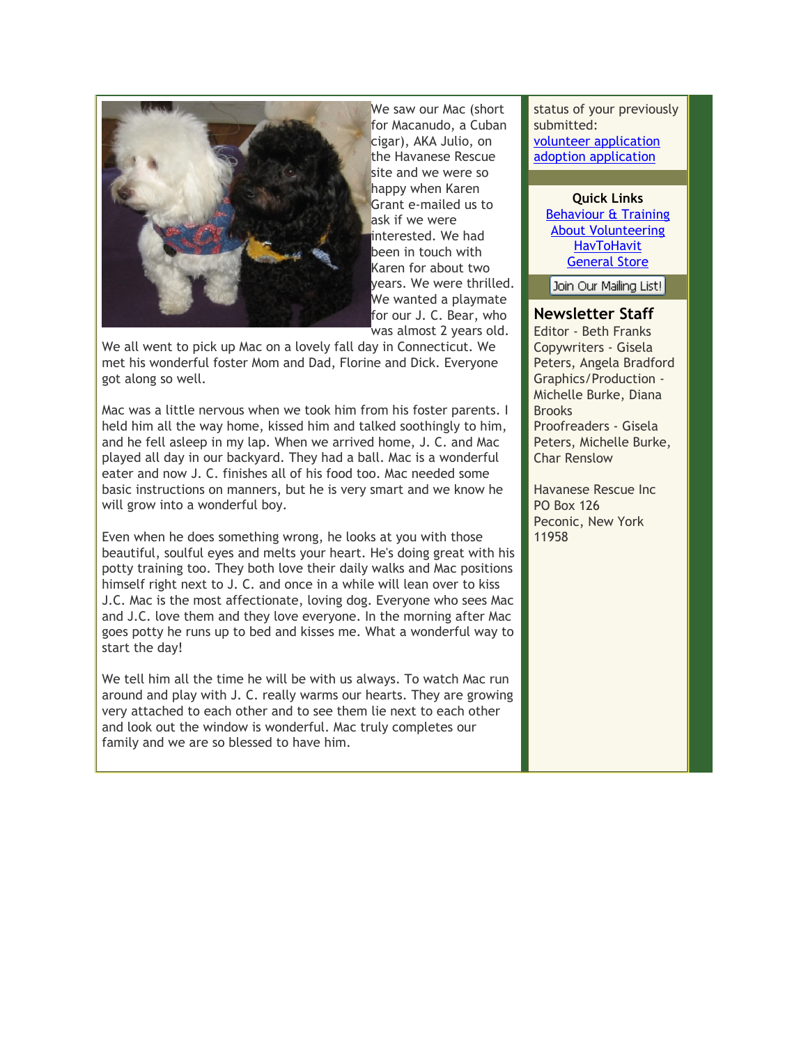We saw our Mac (short for Macanudo, a Cuban cigar), AKA Julio, on the Havanese Rescue site and we were so happy when Karen Grant e-mailed us to ask if we were interested. We had been in touch with Karen for about two years. We were thrilled. We wanted a playmate for our J. C. Bear, who was almost 2 years old. We all went to pick up Mac on a lovely fall day in Connecticut. We met his wonderful foster Mom and Dad, Florine and Dick. Everyone got along so well.

Mac was a little nervous when we took him from his foster parents. I held him all the way home, kissed him and talked soothingly to him, and he fell asleep in my lap. When we arrived home, J. C. and Mac played all day in our backyard. They had a ball. Mac is a wonderful eater and now J. C. finishes all of his food too. Mac needed some basic instructions on manners, but he is very smart and we know he will grow into a wonderful boy.

Even when he does something wrong, he looks at you with those beautiful, soulful eyes and melts your heart. He's doing great with his potty training too. They both love their daily walks and Mac positions himself right next to J. C. and once in a while will lean over to kiss J.C. Mac is the most affectionate, loving dog. Everyone who sees Mac and J.C. love them and they love everyone. In the morning after Mac goes potty he runs up to bed and kisses me. What a wonderful way to start the day!

We tell him all the time he will be with us always. To watch Mac run around and play with J. C. really warms our hearts. They are growing very attached to each other and to see them lie next to each other and look out the window is wonderful. Mac truly completes our family and we are so blessed to have him.

status of your previously submitted:
volunteer application
adoption application

**Quick Links**
Behaviour & Training
About Volunteering
HavToHavit
General Store

Join Our Mailing List!

## Newsletter Staff

Editor - Beth Franks
Copywriters - Gisela Peters, Angela Bradford
Graphics/Production - Michelle Burke, Diana Brooks
Proofreaders - Gisela Peters, Michelle Burke, Char Renslow

Havanese Rescue Inc
PO Box 126
Peconic, New York
11958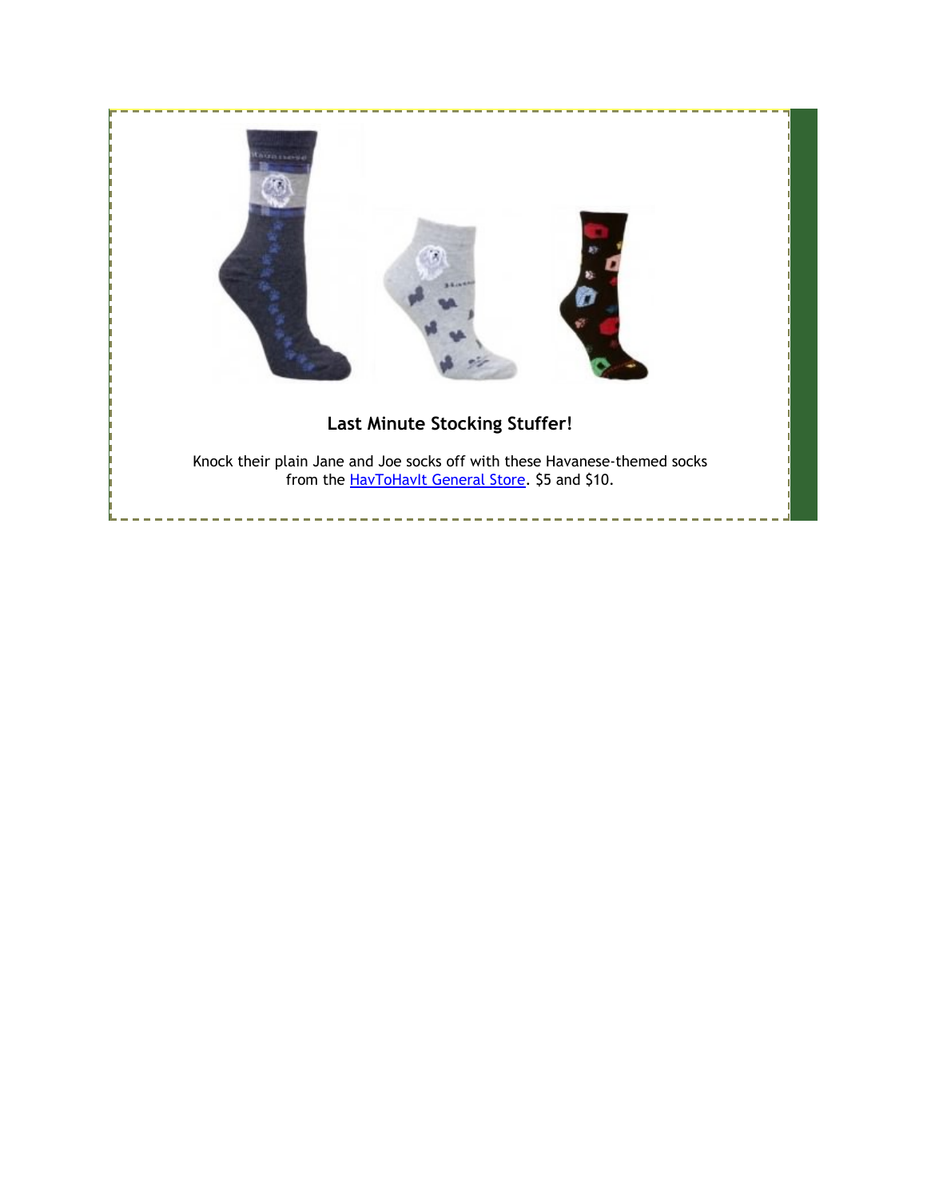**Last Minute Stocking Stuffer!**

Knock their plain Jane and Joe socks off with these Havanese-themed socks from the HavToHavIt General Store. $5 and $10.